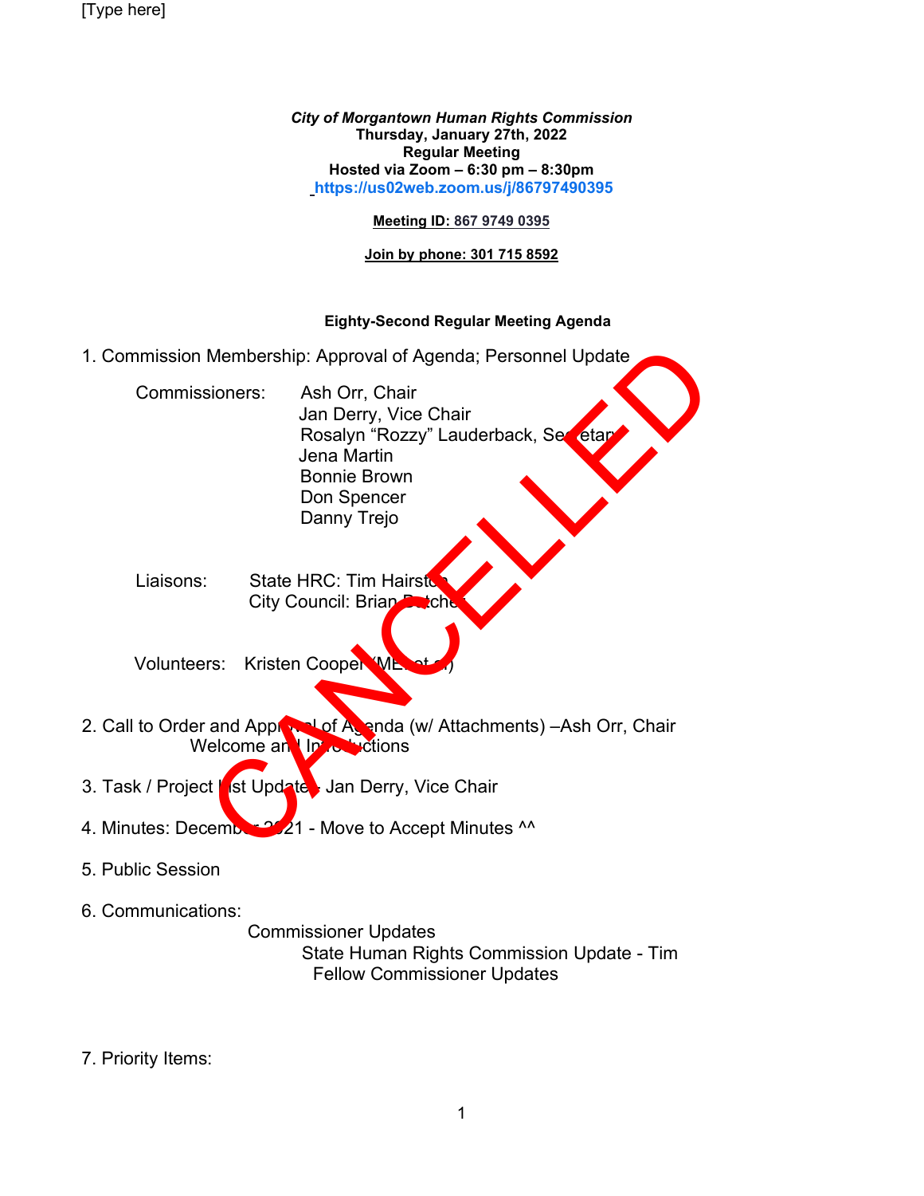[Type here]

***City of Morgantown Human Rights Commission***
**Thursday, January 27th, 2022**
**Regular Meeting**
**Hosted via Zoom – 6:30 pm – 8:30pm**
**https://us02web.zoom.us/j/86797490395**

**Meeting ID: 867 9749 0395**

**Join by phone: 301 715 8592**

CANCELLED

**Eighty-Second Regular Meeting Agenda**

1. Commission Membership: Approval of Agenda; Personnel Update

   Commissioners: Ash Orr, Chair
   Jan Derry, Vice Chair
   Rosalyn "Rozzy" Lauderback, Secretary
   Jena Martin
   Bonnie Brown
   Don Spencer
   Danny Trejo

   Liaisons: State HRC: Tim Hairston
   City Council: Brian Butcher

   Volunteers: Kristen Cooper (MEtoo ...)

2. Call to Order and Approval of Agenda (w/ Attachments) –Ash Orr, Chair
   Welcome and Introductions

3. Task / Project List Update - Jan Derry, Vice Chair

4. Minutes: December 2021 - Move to Accept Minutes ^^

5. Public Session

6. Communications:
   Commissioner Updates
   State Human Rights Commission Update - Tim
   Fellow Commissioner Updates

7. Priority Items: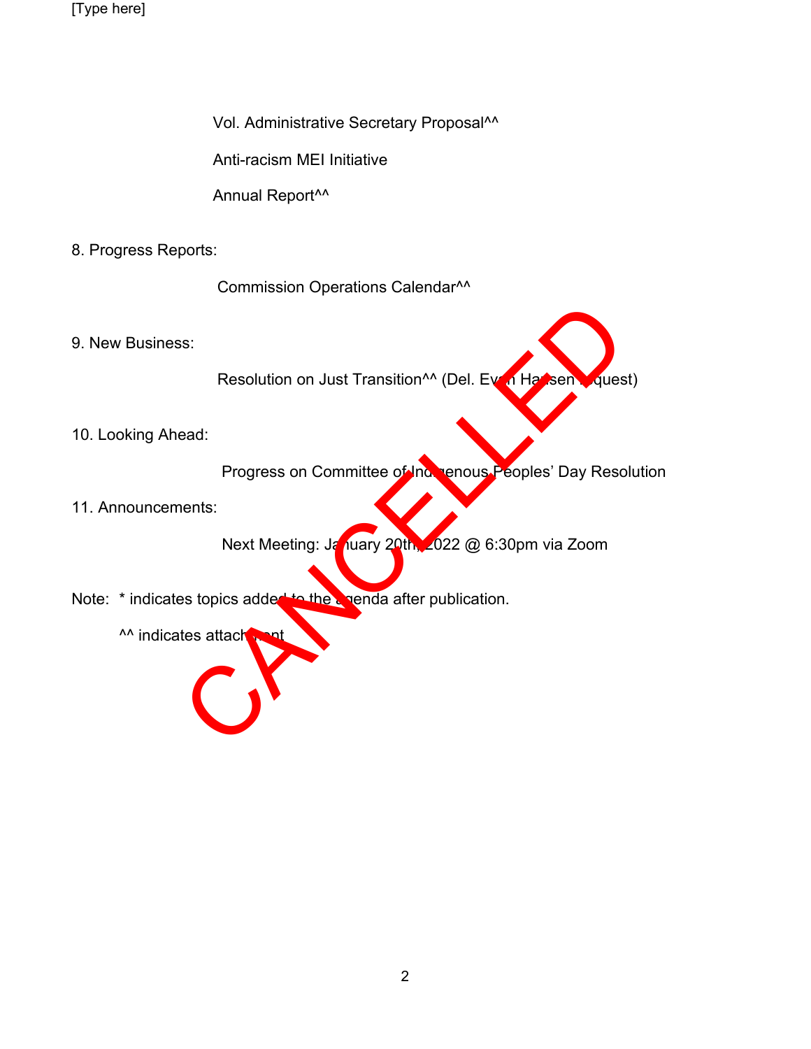[Type here]

Vol. Administrative Secretary Proposal^^

Anti-racism MEI Initiative

Annual Report^^

8. Progress Reports:

Commission Operations Calendar^^

9. New Business:

Resolution on Just Transition^^ (Del. Evan Hansen request)

10. Looking Ahead:

Progress on Committee of Indigenous Peoples' Day Resolution

11. Announcements:

Next Meeting: January 20th, 2022 @ 6:30pm via Zoom

Note: * indicates topics added to the agenda after publication.

^^ indicates attachment

CANCELLED